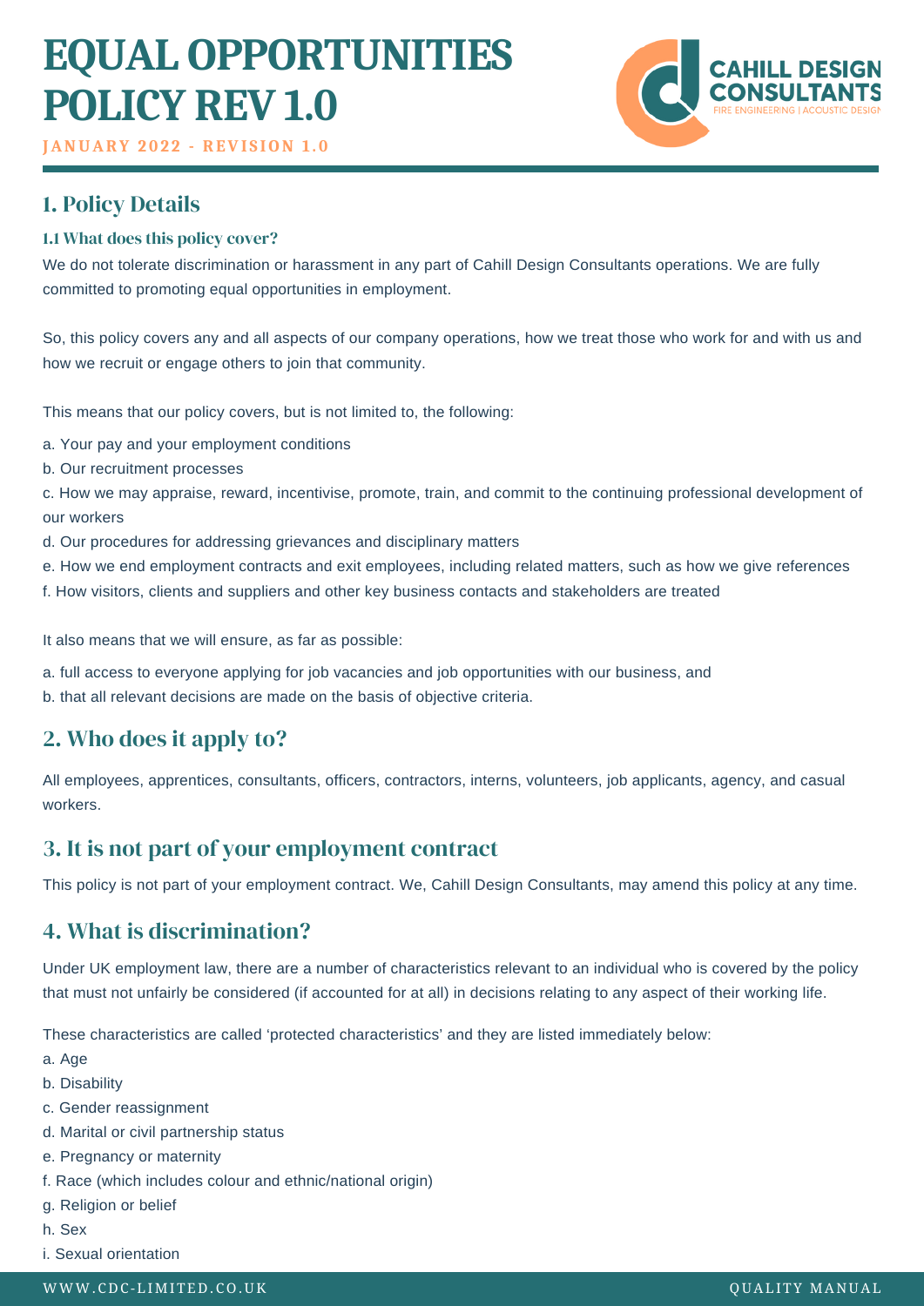# EQUAL OPPORTUNITIES POLICY REV 1.0

**JANUARY 2022 - REVISION 1.0**

## 1. Policy Details

### 1.1 What does this policy cover?

We do not tolerate discrimination or harassment in any part of Cahill Design Consultants operations. We are fully committed to promoting equal opportunities in employment.

So, this policy covers any and all aspects of our company operations, how we treat those who work for and with us and how we recruit or engage others to join that community.

This means that our policy covers, but is not limited to, the following:

a. Your pay and your employment conditions
b. Our recruitment processes
c. How we may appraise, reward, incentivise, promote, train, and commit to the continuing professional development of our workers
d. Our procedures for addressing grievances and disciplinary matters
e. How we end employment contracts and exit employees, including related matters, such as how we give references
f. How visitors, clients and suppliers and other key business contacts and stakeholders are treated

It also means that we will ensure, as far as possible:

a. full access to everyone applying for job vacancies and job opportunities with our business, and
b. that all relevant decisions are made on the basis of objective criteria.

## 2. Who does it apply to?

All employees, apprentices, consultants, officers, contractors, interns, volunteers, job applicants, agency, and casual workers.

## 3. It is not part of your employment contract

This policy is not part of your employment contract. We, Cahill Design Consultants, may amend this policy at any time.

## 4. What is discrimination?

Under UK employment law, there are a number of characteristics relevant to an individual who is covered by the policy that must not unfairly be considered (if accounted for at all) in decisions relating to any aspect of their working life.

These characteristics are called 'protected characteristics' and they are listed immediately below:
a. Age
b. Disability
c. Gender reassignment
d. Marital or civil partnership status
e. Pregnancy or maternity
f. Race (which includes colour and ethnic/national origin)
g. Religion or belief
h. Sex
i. Sexual orientation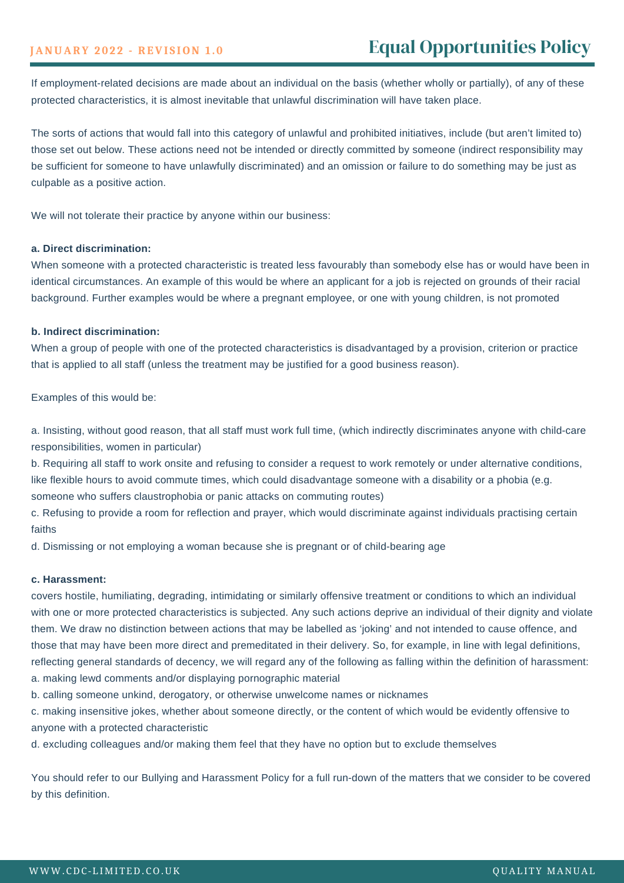If employment-related decisions are made about an individual on the basis (whether wholly or partially), of any of these protected characteristics, it is almost inevitable that unlawful discrimination will have taken place.

The sorts of actions that would fall into this category of unlawful and prohibited initiatives, include (but aren't limited to) those set out below. These actions need not be intended or directly committed by someone (indirect responsibility may be sufficient for someone to have unlawfully discriminated) and an omission or failure to do something may be just as culpable as a positive action.

We will not tolerate their practice by anyone within our business:

**a. Direct discrimination:**
When someone with a protected characteristic is treated less favourably than somebody else has or would have been in identical circumstances. An example of this would be where an applicant for a job is rejected on grounds of their racial background. Further examples would be where a pregnant employee, or one with young children, is not promoted

**b. Indirect discrimination:**
When a group of people with one of the protected characteristics is disadvantaged by a provision, criterion or practice that is applied to all staff (unless the treatment may be justified for a good business reason).

Examples of this would be:

a. Insisting, without good reason, that all staff must work full time, (which indirectly discriminates anyone with child-care responsibilities, women in particular)
b. Requiring all staff to work onsite and refusing to consider a request to work remotely or under alternative conditions, like flexible hours to avoid commute times, which could disadvantage someone with a disability or a phobia (e.g. someone who suffers claustrophobia or panic attacks on commuting routes)
c. Refusing to provide a room for reflection and prayer, which would discriminate against individuals practising certain faiths
d. Dismissing or not employing a woman because she is pregnant or of child-bearing age

**c. Harassment:**
covers hostile, humiliating, degrading, intimidating or similarly offensive treatment or conditions to which an individual with one or more protected characteristics is subjected. Any such actions deprive an individual of their dignity and violate them. We draw no distinction between actions that may be labelled as 'joking' and not intended to cause offence, and those that may have been more direct and premeditated in their delivery. So, for example, in line with legal definitions, reflecting general standards of decency, we will regard any of the following as falling within the definition of harassment:
a. making lewd comments and/or displaying pornographic material
b. calling someone unkind, derogatory, or otherwise unwelcome names or nicknames
c. making insensitive jokes, whether about someone directly, or the content of which would be evidently offensive to anyone with a protected characteristic
d. excluding colleagues and/or making them feel that they have no option but to exclude themselves

You should refer to our Bullying and Harassment Policy for a full run-down of the matters that we consider to be covered by this definition.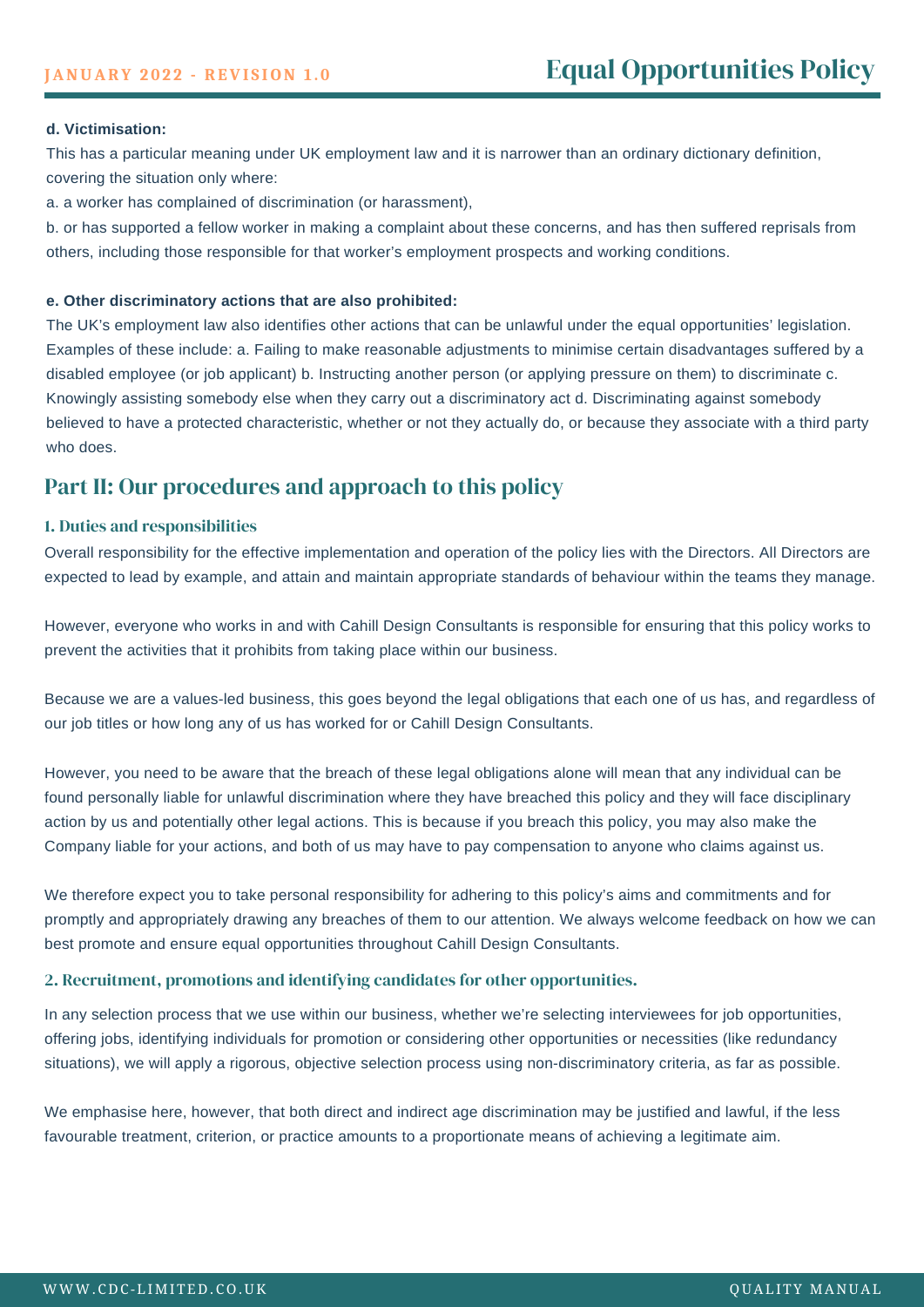**d. Victimisation:**

This has a particular meaning under UK employment law and it is narrower than an ordinary dictionary definition, covering the situation only where:

a. a worker has complained of discrimination (or harassment),

b. or has supported a fellow worker in making a complaint about these concerns, and has then suffered reprisals from others, including those responsible for that worker's employment prospects and working conditions.

**e. Other discriminatory actions that are also prohibited:**

The UK's employment law also identifies other actions that can be unlawful under the equal opportunities' legislation. Examples of these include: a. Failing to make reasonable adjustments to minimise certain disadvantages suffered by a disabled employee (or job applicant) b. Instructing another person (or applying pressure on them) to discriminate c. Knowingly assisting somebody else when they carry out a discriminatory act d. Discriminating against somebody believed to have a protected characteristic, whether or not they actually do, or because they associate with a third party who does.

## Part II: Our procedures and approach to this policy

### 1. Duties and responsibilities

Overall responsibility for the effective implementation and operation of the policy lies with the Directors. All Directors are expected to lead by example, and attain and maintain appropriate standards of behaviour within the teams they manage.

However, everyone who works in and with Cahill Design Consultants is responsible for ensuring that this policy works to prevent the activities that it prohibits from taking place within our business.

Because we are a values-led business, this goes beyond the legal obligations that each one of us has, and regardless of our job titles or how long any of us has worked for or Cahill Design Consultants.

However, you need to be aware that the breach of these legal obligations alone will mean that any individual can be found personally liable for unlawful discrimination where they have breached this policy and they will face disciplinary action by us and potentially other legal actions. This is because if you breach this policy, you may also make the Company liable for your actions, and both of us may have to pay compensation to anyone who claims against us.

We therefore expect you to take personal responsibility for adhering to this policy's aims and commitments and for promptly and appropriately drawing any breaches of them to our attention. We always welcome feedback on how we can best promote and ensure equal opportunities throughout Cahill Design Consultants.

### 2. Recruitment, promotions and identifying candidates for other opportunities.

In any selection process that we use within our business, whether we're selecting interviewees for job opportunities, offering jobs, identifying individuals for promotion or considering other opportunities or necessities (like redundancy situations), we will apply a rigorous, objective selection process using non-discriminatory criteria, as far as possible.

We emphasise here, however, that both direct and indirect age discrimination may be justified and lawful, if the less favourable treatment, criterion, or practice amounts to a proportionate means of achieving a legitimate aim.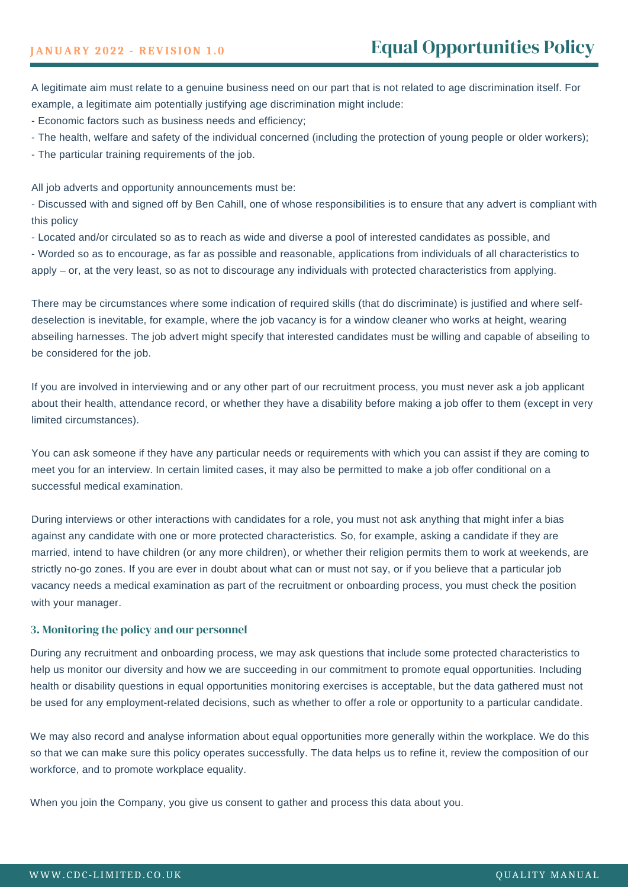A legitimate aim must relate to a genuine business need on our part that is not related to age discrimination itself. For example, a legitimate aim potentially justifying age discrimination might include:

- Economic factors such as business needs and efficiency;
- The health, welfare and safety of the individual concerned (including the protection of young people or older workers);
- The particular training requirements of the job.

All job adverts and opportunity announcements must be:

- Discussed with and signed off by Ben Cahill, one of whose responsibilities is to ensure that any advert is compliant with this policy
- Located and/or circulated so as to reach as wide and diverse a pool of interested candidates as possible, and
- Worded so as to encourage, as far as possible and reasonable, applications from individuals of all characteristics to apply – or, at the very least, so as not to discourage any individuals with protected characteristics from applying.

There may be circumstances where some indication of required skills (that do discriminate) is justified and where self-deselection is inevitable, for example, where the job vacancy is for a window cleaner who works at height, wearing abseiling harnesses. The job advert might specify that interested candidates must be willing and capable of abseiling to be considered for the job.

If you are involved in interviewing and or any other part of our recruitment process, you must never ask a job applicant about their health, attendance record, or whether they have a disability before making a job offer to them (except in very limited circumstances).

You can ask someone if they have any particular needs or requirements with which you can assist if they are coming to meet you for an interview. In certain limited cases, it may also be permitted to make a job offer conditional on a successful medical examination.

During interviews or other interactions with candidates for a role, you must not ask anything that might infer a bias against any candidate with one or more protected characteristics. So, for example, asking a candidate if they are married, intend to have children (or any more children), or whether their religion permits them to work at weekends, are strictly no-go zones. If you are ever in doubt about what can or must not say, or if you believe that a particular job vacancy needs a medical examination as part of the recruitment or onboarding process, you must check the position with your manager.

### 3. Monitoring the policy and our personnel

During any recruitment and onboarding process, we may ask questions that include some protected characteristics to help us monitor our diversity and how we are succeeding in our commitment to promote equal opportunities. Including health or disability questions in equal opportunities monitoring exercises is acceptable, but the data gathered must not be used for any employment-related decisions, such as whether to offer a role or opportunity to a particular candidate.

We may also record and analyse information about equal opportunities more generally within the workplace. We do this so that we can make sure this policy operates successfully. The data helps us to refine it, review the composition of our workforce, and to promote workplace equality.

When you join the Company, you give us consent to gather and process this data about you.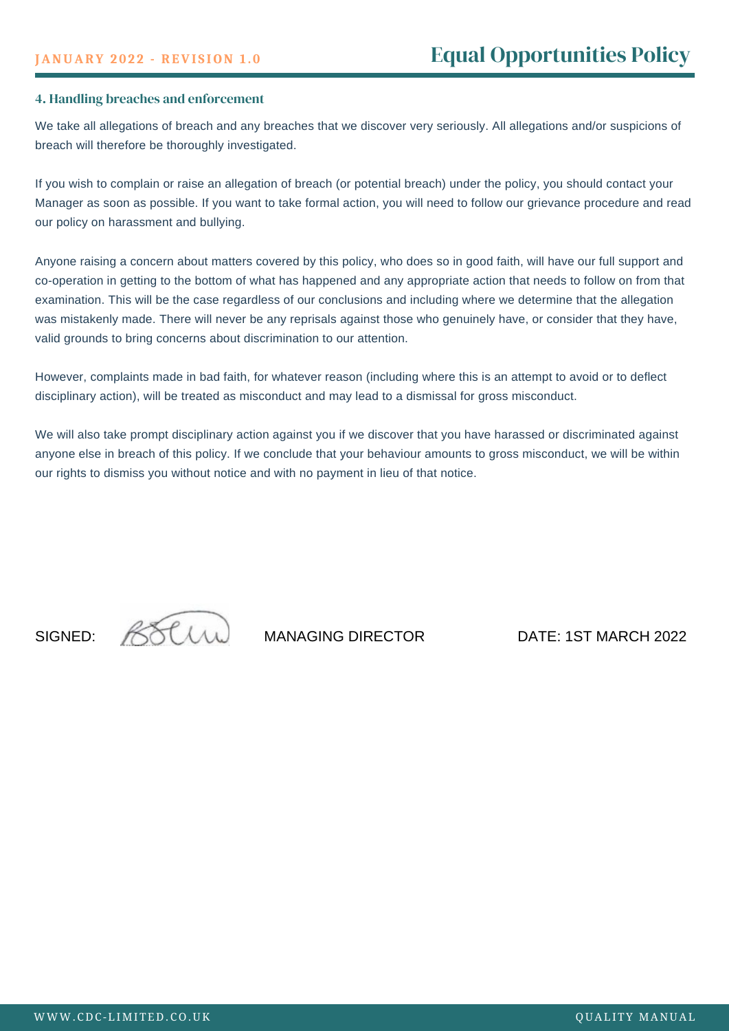### 4. Handling breaches and enforcement

We take all allegations of breach and any breaches that we discover very seriously. All allegations and/or suspicions of breach will therefore be thoroughly investigated.

If you wish to complain or raise an allegation of breach (or potential breach) under the policy, you should contact your Manager as soon as possible. If you want to take formal action, you will need to follow our grievance procedure and read our policy on harassment and bullying.

Anyone raising a concern about matters covered by this policy, who does so in good faith, will have our full support and co-operation in getting to the bottom of what has happened and any appropriate action that needs to follow on from that examination. This will be the case regardless of our conclusions and including where we determine that the allegation was mistakenly made. There will never be any reprisals against those who genuinely have, or consider that they have, valid grounds to bring concerns about discrimination to our attention.

However, complaints made in bad faith, for whatever reason (including where this is an attempt to avoid or to deflect disciplinary action), will be treated as misconduct and may lead to a dismissal for gross misconduct.

We will also take prompt disciplinary action against you if we discover that you have harassed or discriminated against anyone else in breach of this policy. If we conclude that your behaviour amounts to gross misconduct, we will be within our rights to dismiss you without notice and with no payment in lieu of that notice.

SIGNED: MANAGING DIRECTOR DATE: 1ST MARCH 2022